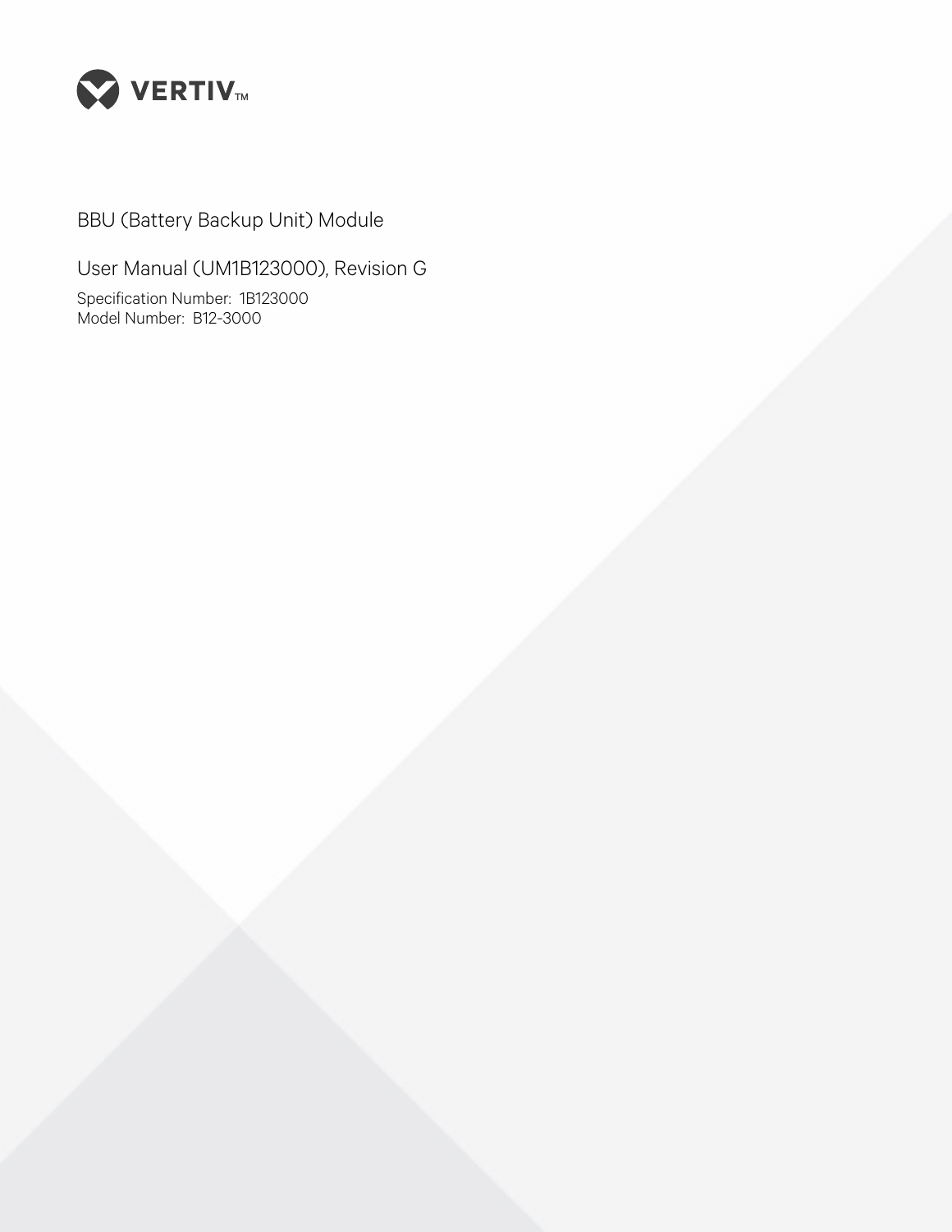VERTIV™

# BBU (Battery Backup Unit) Module

## User Manual (UM1B123000), Revision G

Specification Number: 1B123000
Model Number: B12-3000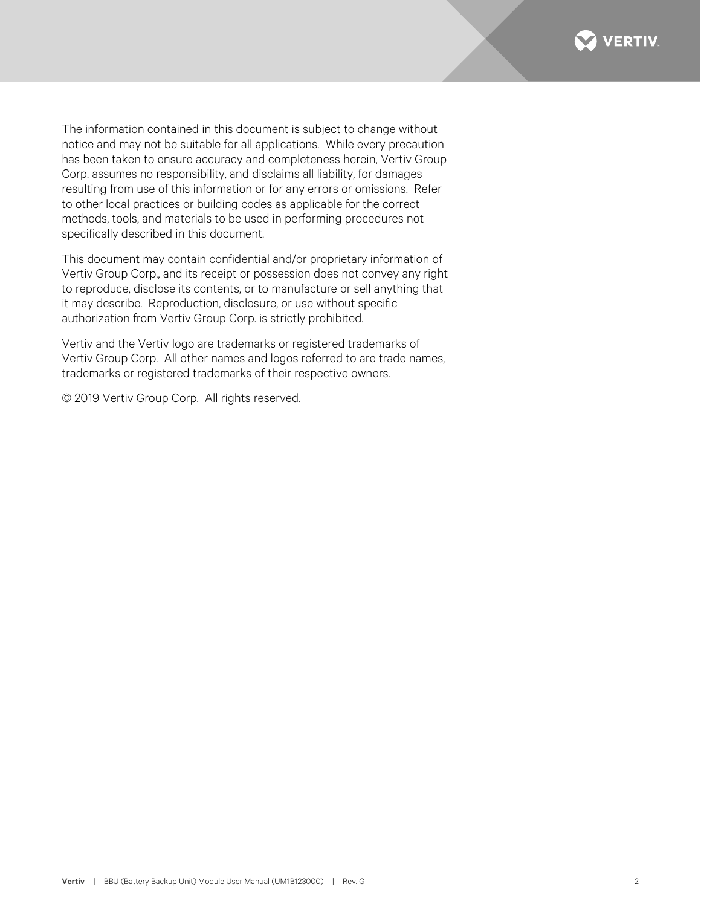The information contained in this document is subject to change without notice and may not be suitable for all applications. While every precaution has been taken to ensure accuracy and completeness herein, Vertiv Group Corp. assumes no responsibility, and disclaims all liability, for damages resulting from use of this information or for any errors or omissions. Refer to other local practices or building codes as applicable for the correct methods, tools, and materials to be used in performing procedures not specifically described in this document.

This document may contain confidential and/or proprietary information of Vertiv Group Corp., and its receipt or possession does not convey any right to reproduce, disclose its contents, or to manufacture or sell anything that it may describe. Reproduction, disclosure, or use without specific authorization from Vertiv Group Corp. is strictly prohibited.

Vertiv and the Vertiv logo are trademarks or registered trademarks of Vertiv Group Corp. All other names and logos referred to are trade names, trademarks or registered trademarks of their respective owners.

© 2019 Vertiv Group Corp. All rights reserved.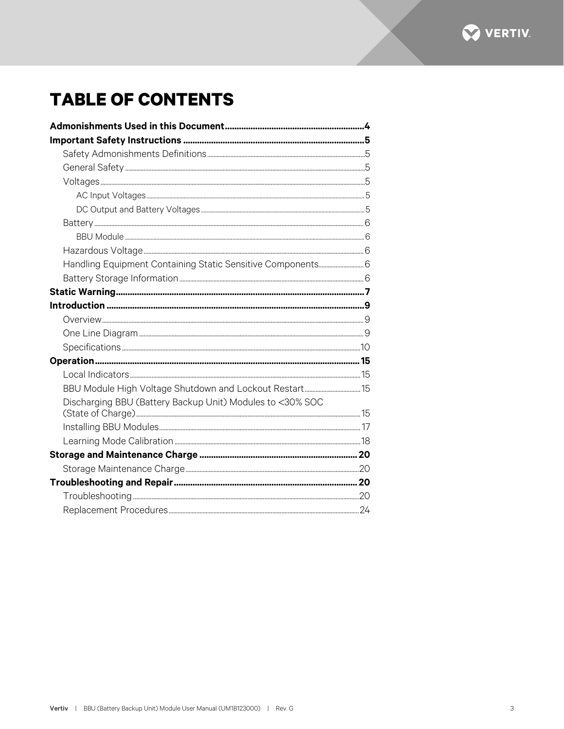# TABLE OF CONTENTS

**Admonishments Used in this Document** ........ **4**

**Important Safety Instructions** ........ **5**

- Safety Admonishments Definitions ........ 5
- General Safety ........ 5
- Voltages ........ 5
  - AC Input Voltages ........ 5
  - DC Output and Battery Voltages ........ 5
- Battery ........ 6
  - BBU Module ........ 6
- Hazardous Voltage ........ 6
- Handling Equipment Containing Static Sensitive Components ........ 6
- Battery Storage Information ........ 6

**Static Warning** ........ **7**

**Introduction** ........ **9**

- Overview ........ 9
- One Line Diagram ........ 9
- Specifications ........ 10

**Operation** ........ **15**

- Local Indicators ........ 15
- BBU Module High Voltage Shutdown and Lockout Restart ........ 15
- Discharging BBU (Battery Backup Unit) Modules to <30% SOC (State of Charge) ........ 15
- Installing BBU Modules ........ 17
- Learning Mode Calibration ........ 18

**Storage and Maintenance Charge** ........ **20**

- Storage Maintenance Charge ........ 20

**Troubleshooting and Repair** ........ **20**

- Troubleshooting ........ 20
- Replacement Procedures ........ 24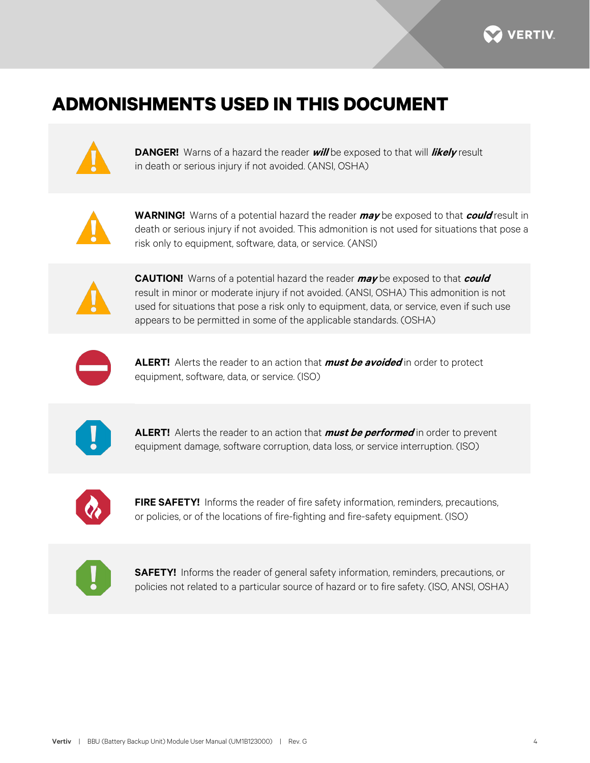# ADMONISHMENTS USED IN THIS DOCUMENT

**DANGER!** Warns of a hazard the reader ***will*** be exposed to that will ***likely*** result in death or serious injury if not avoided. (ANSI, OSHA)

**WARNING!** Warns of a potential hazard the reader ***may*** be exposed to that ***could*** result in death or serious injury if not avoided. This admonition is not used for situations that pose a risk only to equipment, software, data, or service. (ANSI)

**CAUTION!** Warns of a potential hazard the reader ***may*** be exposed to that ***could*** result in minor or moderate injury if not avoided. (ANSI, OSHA) This admonition is not used for situations that pose a risk only to equipment, data, or service, even if such use appears to be permitted in some of the applicable standards. (OSHA)

**ALERT!** Alerts the reader to an action that ***must be avoided*** in order to protect equipment, software, data, or service. (ISO)

**ALERT!** Alerts the reader to an action that ***must be performed*** in order to prevent equipment damage, software corruption, data loss, or service interruption. (ISO)

**FIRE SAFETY!** Informs the reader of fire safety information, reminders, precautions, or policies, or of the locations of fire-fighting and fire-safety equipment. (ISO)

**SAFETY!** Informs the reader of general safety information, reminders, precautions, or policies not related to a particular source of hazard or to fire safety. (ISO, ANSI, OSHA)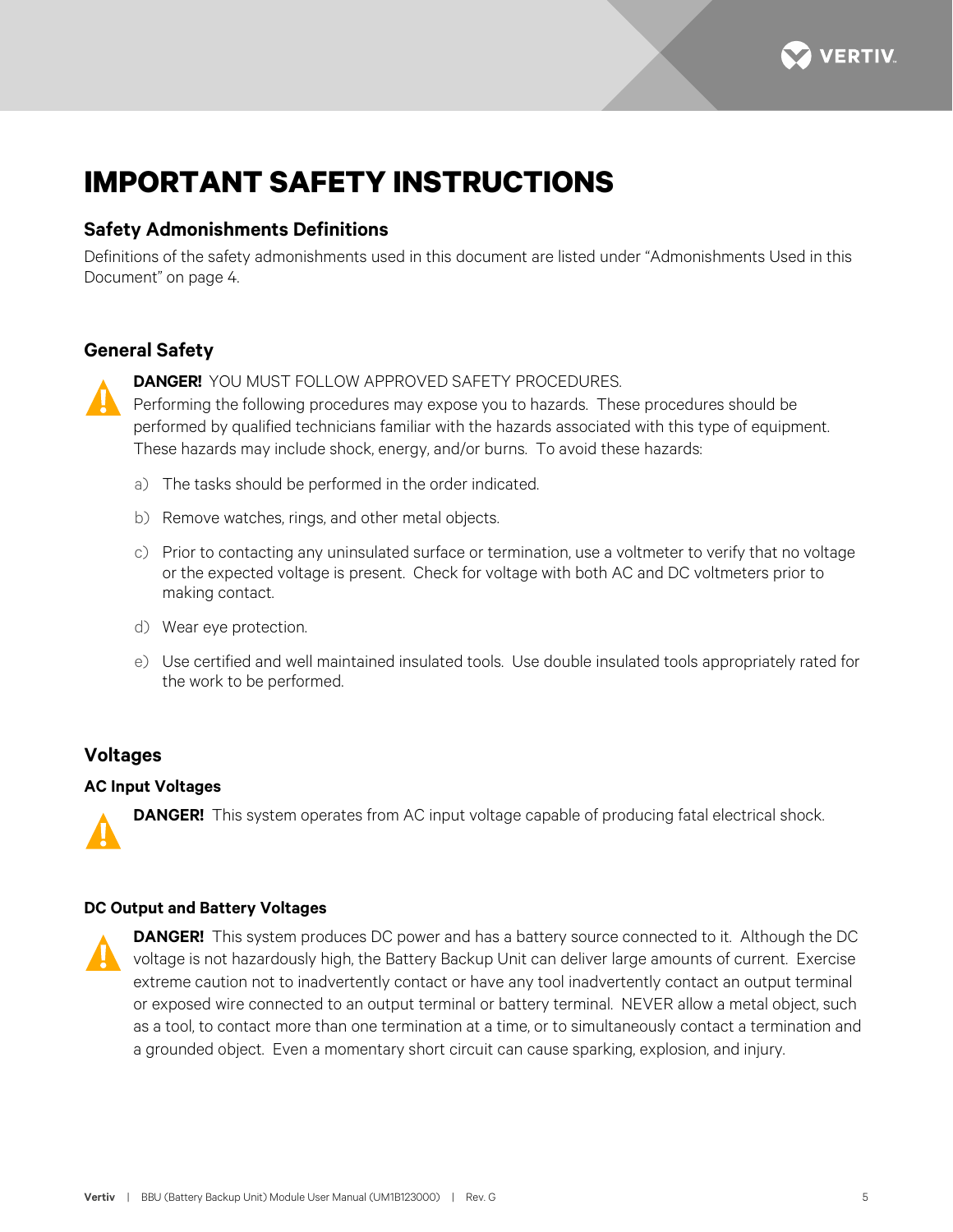# IMPORTANT SAFETY INSTRUCTIONS

## Safety Admonishments Definitions

Definitions of the safety admonishments used in this document are listed under "Admonishments Used in this Document" on page 4.

## General Safety

**DANGER!** YOU MUST FOLLOW APPROVED SAFETY PROCEDURES.
Performing the following procedures may expose you to hazards. These procedures should be performed by qualified technicians familiar with the hazards associated with this type of equipment. These hazards may include shock, energy, and/or burns. To avoid these hazards:

a) The tasks should be performed in the order indicated.

b) Remove watches, rings, and other metal objects.

c) Prior to contacting any uninsulated surface or termination, use a voltmeter to verify that no voltage or the expected voltage is present. Check for voltage with both AC and DC voltmeters prior to making contact.

d) Wear eye protection.

e) Use certified and well maintained insulated tools. Use double insulated tools appropriately rated for the work to be performed.

## Voltages

### AC Input Voltages

**DANGER!** This system operates from AC input voltage capable of producing fatal electrical shock.

### DC Output and Battery Voltages

**DANGER!** This system produces DC power and has a battery source connected to it. Although the DC voltage is not hazardously high, the Battery Backup Unit can deliver large amounts of current. Exercise extreme caution not to inadvertently contact or have any tool inadvertently contact an output terminal or exposed wire connected to an output terminal or battery terminal. NEVER allow a metal object, such as a tool, to contact more than one termination at a time, or to simultaneously contact a termination and a grounded object. Even a momentary short circuit can cause sparking, explosion, and injury.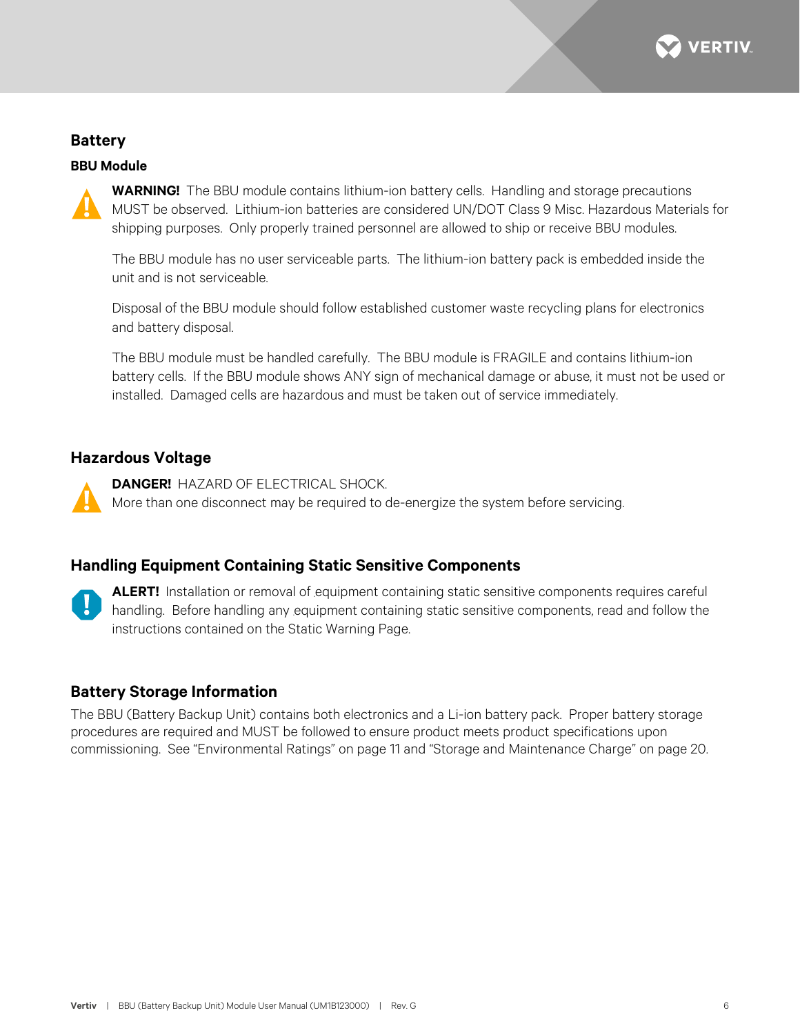## Battery

### BBU Module

**WARNING!** The BBU module contains lithium-ion battery cells. Handling and storage precautions MUST be observed. Lithium-ion batteries are considered UN/DOT Class 9 Misc. Hazardous Materials for shipping purposes. Only properly trained personnel are allowed to ship or receive BBU modules.

The BBU module has no user serviceable parts. The lithium-ion battery pack is embedded inside the unit and is not serviceable.

Disposal of the BBU module should follow established customer waste recycling plans for electronics and battery disposal.

The BBU module must be handled carefully. The BBU module is FRAGILE and contains lithium-ion battery cells. If the BBU module shows ANY sign of mechanical damage or abuse, it must not be used or installed. Damaged cells are hazardous and must be taken out of service immediately.

## Hazardous Voltage

**DANGER!** HAZARD OF ELECTRICAL SHOCK.
More than one disconnect may be required to de-energize the system before servicing.

## Handling Equipment Containing Static Sensitive Components

**ALERT!** Installation or removal of equipment containing static sensitive components requires careful handling. Before handling any equipment containing static sensitive components, read and follow the instructions contained on the Static Warning Page.

## Battery Storage Information

The BBU (Battery Backup Unit) contains both electronics and a Li-ion battery pack. Proper battery storage procedures are required and MUST be followed to ensure product meets product specifications upon commissioning. See “Environmental Ratings” on page 11 and “Storage and Maintenance Charge” on page 20.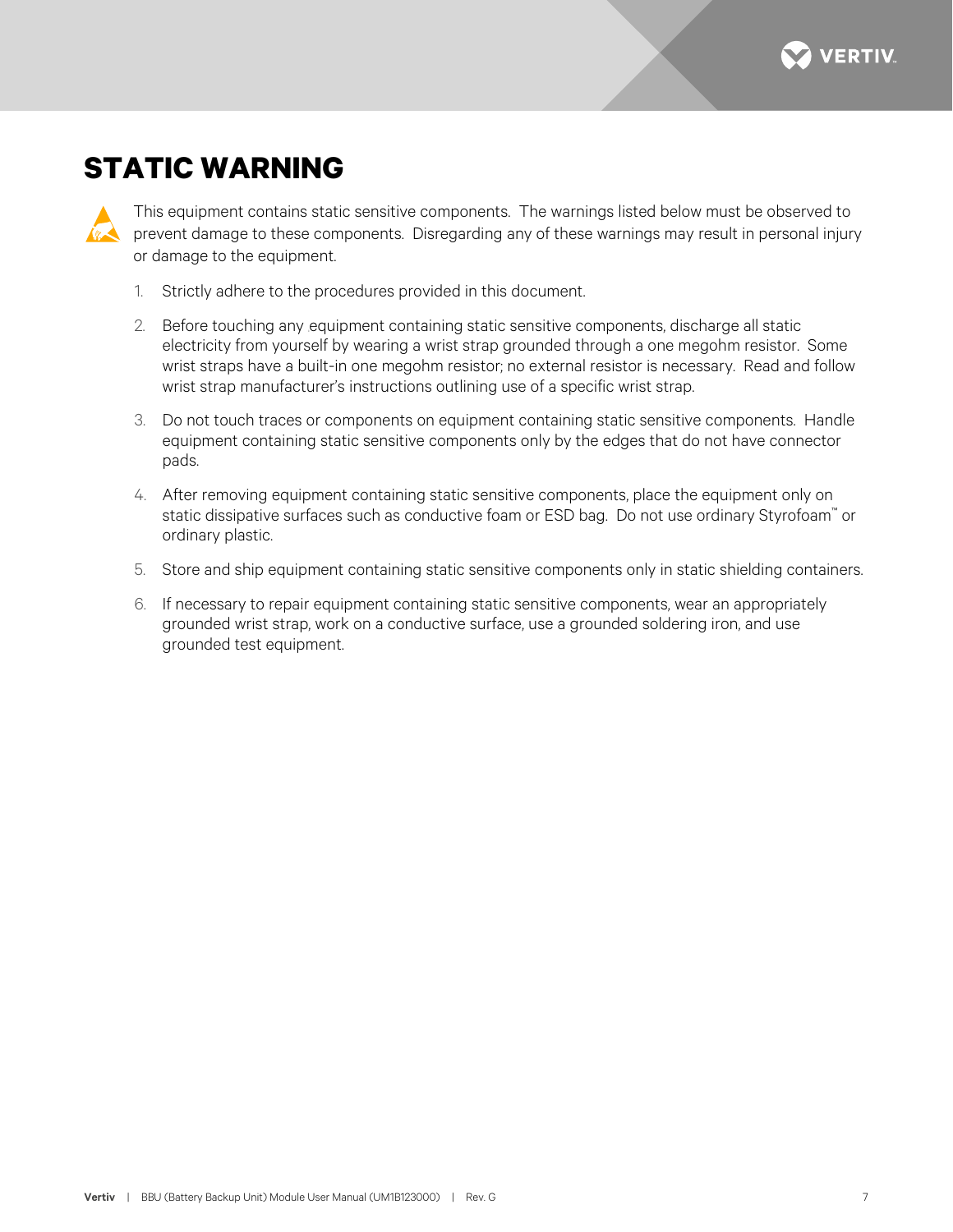# STATIC WARNING

This equipment contains static sensitive components. The warnings listed below must be observed to prevent damage to these components. Disregarding any of these warnings may result in personal injury or damage to the equipment.

1. Strictly adhere to the procedures provided in this document.
2. Before touching any equipment containing static sensitive components, discharge all static electricity from yourself by wearing a wrist strap grounded through a one megohm resistor. Some wrist straps have a built-in one megohm resistor; no external resistor is necessary. Read and follow wrist strap manufacturer's instructions outlining use of a specific wrist strap.
3. Do not touch traces or components on equipment containing static sensitive components. Handle equipment containing static sensitive components only by the edges that do not have connector pads.
4. After removing equipment containing static sensitive components, place the equipment only on static dissipative surfaces such as conductive foam or ESD bag. Do not use ordinary Styrofoam™ or ordinary plastic.
5. Store and ship equipment containing static sensitive components only in static shielding containers.
6. If necessary to repair equipment containing static sensitive components, wear an appropriately grounded wrist strap, work on a conductive surface, use a grounded soldering iron, and use grounded test equipment.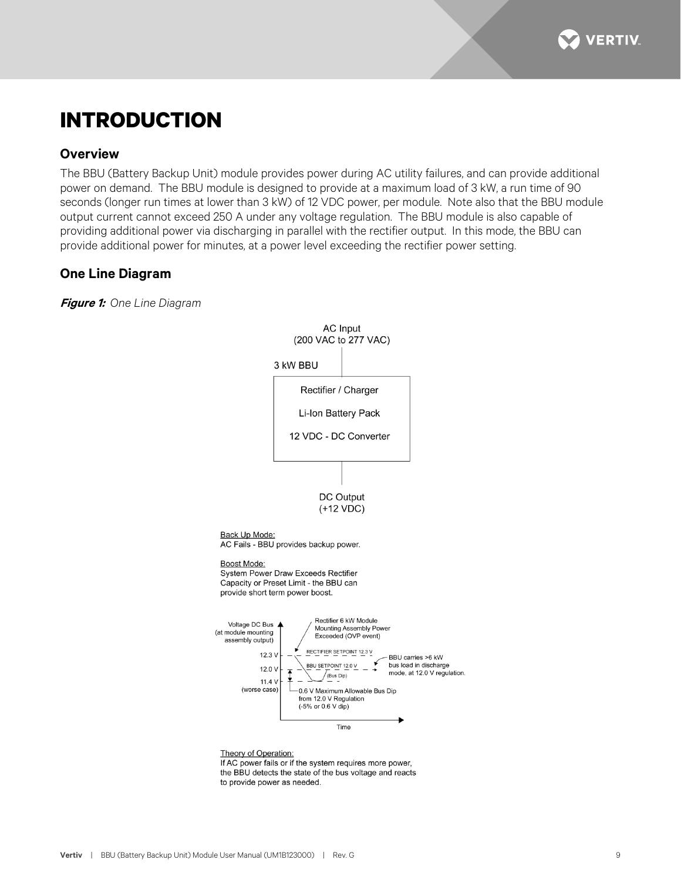# INTRODUCTION

## Overview

The BBU (Battery Backup Unit) module provides power during AC utility failures, and can provide additional power on demand. The BBU module is designed to provide at a maximum load of 3 kW, a run time of 90 seconds (longer run times at lower than 3 kW) of 12 VDC power, per module. Note also that the BBU module output current cannot exceed 250 A under any voltage regulation. The BBU module is also capable of providing additional power via discharging in parallel with the rectifier output. In this mode, the BBU can provide additional power for minutes, at a power level exceeding the rectifier power setting.

## One Line Diagram

***Figure 1:*** *One Line Diagram*

AC Input
(200 VAC to 277 VAC)

3 kW BBU

Rectifier / Charger

Li-Ion Battery Pack

12 VDC - DC Converter

DC Output
(+12 VDC)

Back Up Mode:
AC Fails - BBU provides backup power.

Boost Mode:
System Power Draw Exceeds Rectifier Capacity or Preset Limit - the BBU can provide short term power boost.

Voltage DC Bus (at module mounting assembly output)

12.3 V

12.0 V

11.4 V (worse case)

Rectifier 6 kW Module Mounting Assembly Power Exceeded (OVP event)

RECTIFIER SETPOINT 12.3 V

BBU SETPOINT 12.0 V

(Bus Dip)

BBU carries >6 kW bus load in discharge mode, at 12.0 V regulation.

0.6 V Maximum Allowable Bus Dip from 12.0 V Regulation (-5% or 0.6 V dip)

Time

Theory of Operation:
If AC power fails or if the system requires more power, the BBU detects the state of the bus voltage and reacts to provide power as needed.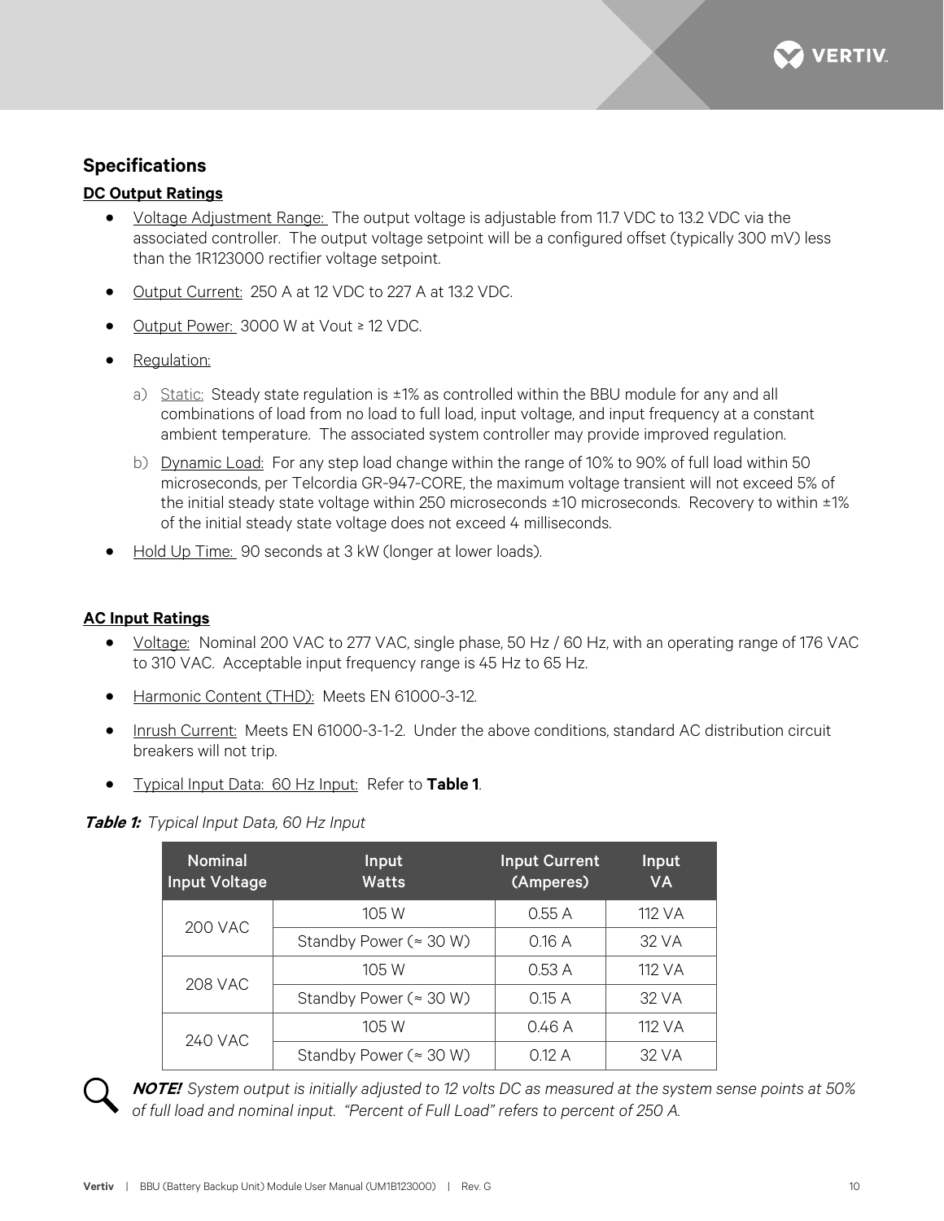## Specifications

**DC Output Ratings**

- Voltage Adjustment Range: The output voltage is adjustable from 11.7 VDC to 13.2 VDC via the associated controller. The output voltage setpoint will be a configured offset (typically 300 mV) less than the 1R123000 rectifier voltage setpoint.
- Output Current: 250 A at 12 VDC to 227 A at 13.2 VDC.
- Output Power: 3000 W at Vout ≥ 12 VDC.
- Regulation:
  a) Static: Steady state regulation is ±1% as controlled within the BBU module for any and all combinations of load from no load to full load, input voltage, and input frequency at a constant ambient temperature. The associated system controller may provide improved regulation.
  b) Dynamic Load: For any step load change within the range of 10% to 90% of full load within 50 microseconds, per Telcordia GR-947-CORE, the maximum voltage transient will not exceed 5% of the initial steady state voltage within 250 microseconds ±10 microseconds. Recovery to within ±1% of the initial steady state voltage does not exceed 4 milliseconds.
- Hold Up Time: 90 seconds at 3 kW (longer at lower loads).

**AC Input Ratings**

- Voltage: Nominal 200 VAC to 277 VAC, single phase, 50 Hz / 60 Hz, with an operating range of 176 VAC to 310 VAC. Acceptable input frequency range is 45 Hz to 65 Hz.
- Harmonic Content (THD): Meets EN 61000-3-12.
- Inrush Current: Meets EN 61000-3-1-2. Under the above conditions, standard AC distribution circuit breakers will not trip.
- Typical Input Data: 60 Hz Input: Refer to **Table 1**.

***Table 1:*** *Typical Input Data, 60 Hz Input*

| Nominal Input Voltage | Input Watts | Input Current (Amperes) | Input VA |
|---|---|---|---|
| 200 VAC | 105 W | 0.55 A | 112 VA |
| | Standby Power (≈ 30 W) | 0.16 A | 32 VA |
| 208 VAC | 105 W | 0.53 A | 112 VA |
| | Standby Power (≈ 30 W) | 0.15 A | 32 VA |
| 240 VAC | 105 W | 0.46 A | 112 VA |
| | Standby Power (≈ 30 W) | 0.12 A | 32 VA |

***NOTE!*** *System output is initially adjusted to 12 volts DC as measured at the system sense points at 50% of full load and nominal input. "Percent of Full Load" refers to percent of 250 A.*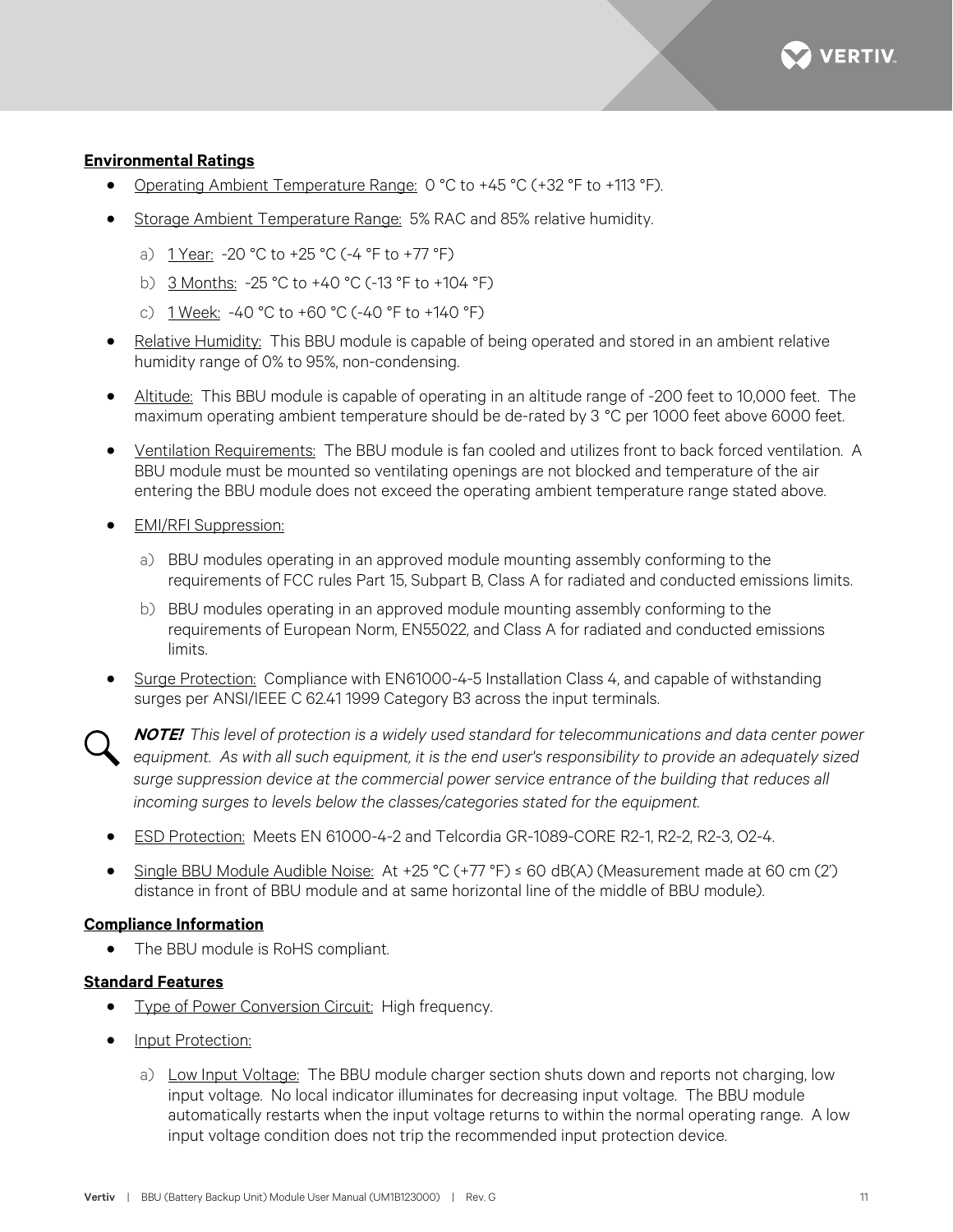**Environmental Ratings**

- Operating Ambient Temperature Range: 0 °C to +45 °C (+32 °F to +113 °F).
- Storage Ambient Temperature Range: 5% RAC and 85% relative humidity.
  a) 1 Year: -20 °C to +25 °C (-4 °F to +77 °F)
  b) 3 Months: -25 °C to +40 °C (-13 °F to +104 °F)
  c) 1 Week: -40 °C to +60 °C (-40 °F to +140 °F)
- Relative Humidity: This BBU module is capable of being operated and stored in an ambient relative humidity range of 0% to 95%, non-condensing.
- Altitude: This BBU module is capable of operating in an altitude range of -200 feet to 10,000 feet. The maximum operating ambient temperature should be de-rated by 3 °C per 1000 feet above 6000 feet.
- Ventilation Requirements: The BBU module is fan cooled and utilizes front to back forced ventilation. A BBU module must be mounted so ventilating openings are not blocked and temperature of the air entering the BBU module does not exceed the operating ambient temperature range stated above.
- EMI/RFI Suppression:
  a) BBU modules operating in an approved module mounting assembly conforming to the requirements of FCC rules Part 15, Subpart B, Class A for radiated and conducted emissions limits.
  b) BBU modules operating in an approved module mounting assembly conforming to the requirements of European Norm, EN55022, and Class A for radiated and conducted emissions limits.
- Surge Protection: Compliance with EN61000-4-5 Installation Class 4, and capable of withstanding surges per ANSI/IEEE C 62.41 1999 Category B3 across the input terminals.

***NOTE!*** *This level of protection is a widely used standard for telecommunications and data center power equipment. As with all such equipment, it is the end user's responsibility to provide an adequately sized surge suppression device at the commercial power service entrance of the building that reduces all incoming surges to levels below the classes/categories stated for the equipment.*

- ESD Protection: Meets EN 61000-4-2 and Telcordia GR-1089-CORE R2-1, R2-2, R2-3, O2-4.
- Single BBU Module Audible Noise: At +25 °C (+77 °F) ≤ 60 dB(A) (Measurement made at 60 cm (2') distance in front of BBU module and at same horizontal line of the middle of BBU module).

**Compliance Information**

- The BBU module is RoHS compliant.

**Standard Features**

- Type of Power Conversion Circuit: High frequency.
- Input Protection:
  a) Low Input Voltage: The BBU module charger section shuts down and reports not charging, low input voltage. No local indicator illuminates for decreasing input voltage. The BBU module automatically restarts when the input voltage returns to within the normal operating range. A low input voltage condition does not trip the recommended input protection device.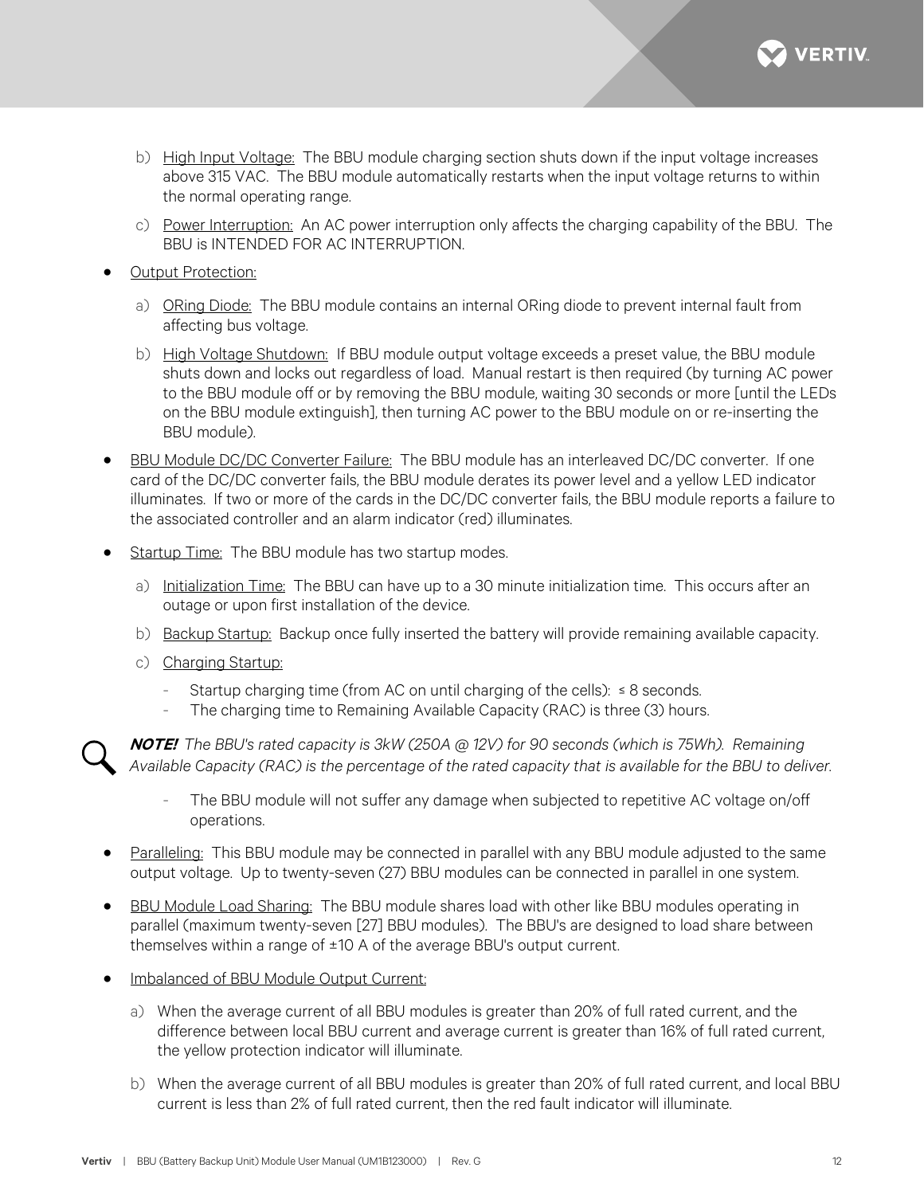b) High Input Voltage: The BBU module charging section shuts down if the input voltage increases above 315 VAC. The BBU module automatically restarts when the input voltage returns to within the normal operating range.

c) Power Interruption: An AC power interruption only affects the charging capability of the BBU. The BBU is INTENDED FOR AC INTERRUPTION.

- Output Protection:

  a) ORing Diode: The BBU module contains an internal ORing diode to prevent internal fault from affecting bus voltage.

  b) High Voltage Shutdown: If BBU module output voltage exceeds a preset value, the BBU module shuts down and locks out regardless of load. Manual restart is then required (by turning AC power to the BBU module off or by removing the BBU module, waiting 30 seconds or more [until the LEDs on the BBU module extinguish], then turning AC power to the BBU module on or re-inserting the BBU module).

- BBU Module DC/DC Converter Failure: The BBU module has an interleaved DC/DC converter. If one card of the DC/DC converter fails, the BBU module derates its power level and a yellow LED indicator illuminates. If two or more of the cards in the DC/DC converter fails, the BBU module reports a failure to the associated controller and an alarm indicator (red) illuminates.

- Startup Time: The BBU module has two startup modes.

  a) Initialization Time: The BBU can have up to a 30 minute initialization time. This occurs after an outage or upon first installation of the device.

  b) Backup Startup: Backup once fully inserted the battery will provide remaining available capacity.

  c) Charging Startup:

     - Startup charging time (from AC on until charging of the cells): ≤ 8 seconds.
     - The charging time to Remaining Available Capacity (RAC) is three (3) hours.

***NOTE!*** *The BBU's rated capacity is 3kW (250A @ 12V) for 90 seconds (which is 75Wh). Remaining Available Capacity (RAC) is the percentage of the rated capacity that is available for the BBU to deliver.*

     - The BBU module will not suffer any damage when subjected to repetitive AC voltage on/off operations.

- Paralleling: This BBU module may be connected in parallel with any BBU module adjusted to the same output voltage. Up to twenty-seven (27) BBU modules can be connected in parallel in one system.

- BBU Module Load Sharing: The BBU module shares load with other like BBU modules operating in parallel (maximum twenty-seven [27] BBU modules). The BBU's are designed to load share between themselves within a range of ±10 A of the average BBU's output current.

- Imbalanced of BBU Module Output Current:

  a) When the average current of all BBU modules is greater than 20% of full rated current, and the difference between local BBU current and average current is greater than 16% of full rated current, the yellow protection indicator will illuminate.

  b) When the average current of all BBU modules is greater than 20% of full rated current, and local BBU current is less than 2% of full rated current, then the red fault indicator will illuminate.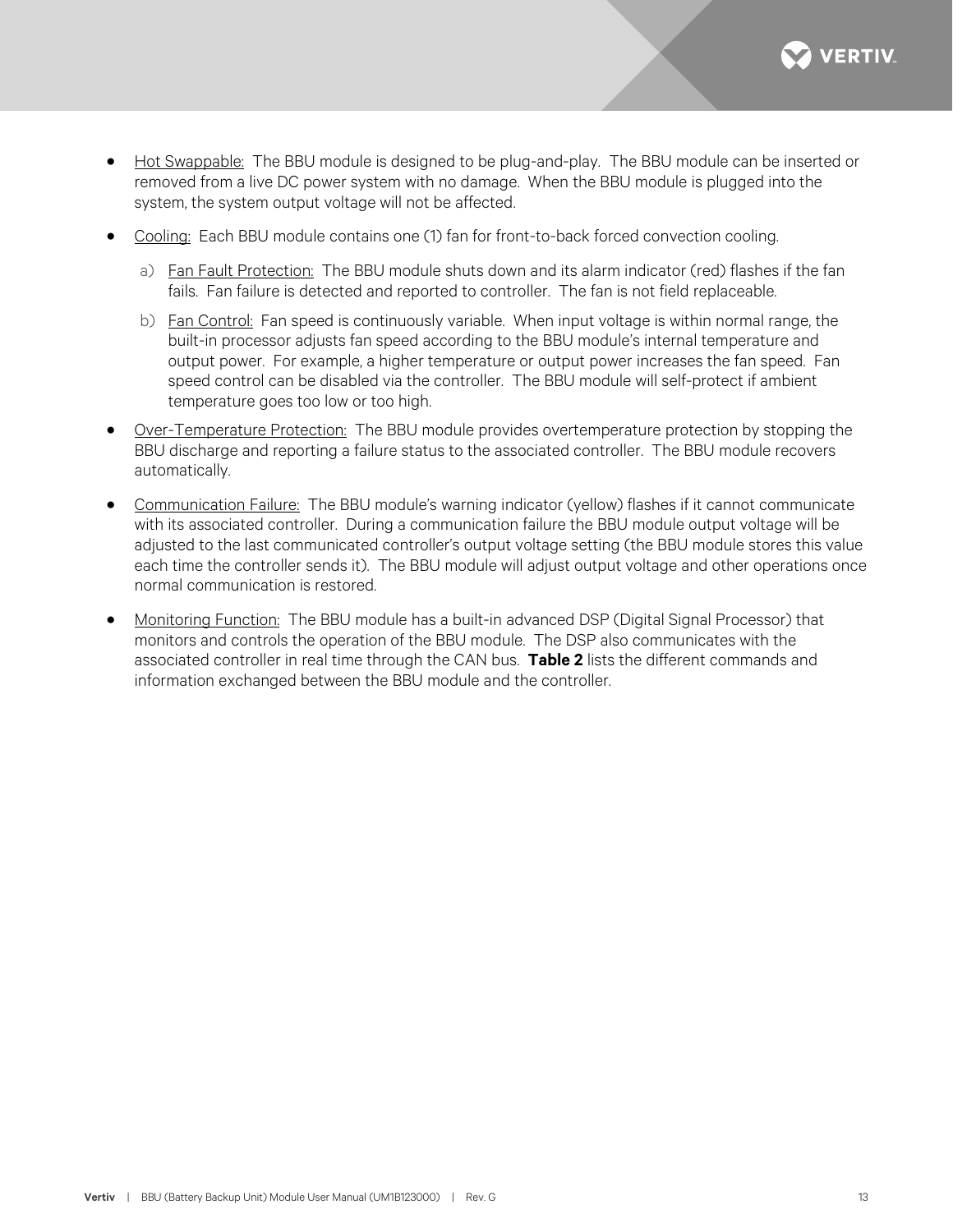- Hot Swappable: The BBU module is designed to be plug-and-play. The BBU module can be inserted or removed from a live DC power system with no damage. When the BBU module is plugged into the system, the system output voltage will not be affected.
- Cooling: Each BBU module contains one (1) fan for front-to-back forced convection cooling.
  a) Fan Fault Protection: The BBU module shuts down and its alarm indicator (red) flashes if the fan fails. Fan failure is detected and reported to controller. The fan is not field replaceable.
  b) Fan Control: Fan speed is continuously variable. When input voltage is within normal range, the built-in processor adjusts fan speed according to the BBU module's internal temperature and output power. For example, a higher temperature or output power increases the fan speed. Fan speed control can be disabled via the controller. The BBU module will self-protect if ambient temperature goes too low or too high.
- Over-Temperature Protection: The BBU module provides overtemperature protection by stopping the BBU discharge and reporting a failure status to the associated controller. The BBU module recovers automatically.
- Communication Failure: The BBU module's warning indicator (yellow) flashes if it cannot communicate with its associated controller. During a communication failure the BBU module output voltage will be adjusted to the last communicated controller's output voltage setting (the BBU module stores this value each time the controller sends it). The BBU module will adjust output voltage and other operations once normal communication is restored.
- Monitoring Function: The BBU module has a built-in advanced DSP (Digital Signal Processor) that monitors and controls the operation of the BBU module. The DSP also communicates with the associated controller in real time through the CAN bus. **Table 2** lists the different commands and information exchanged between the BBU module and the controller.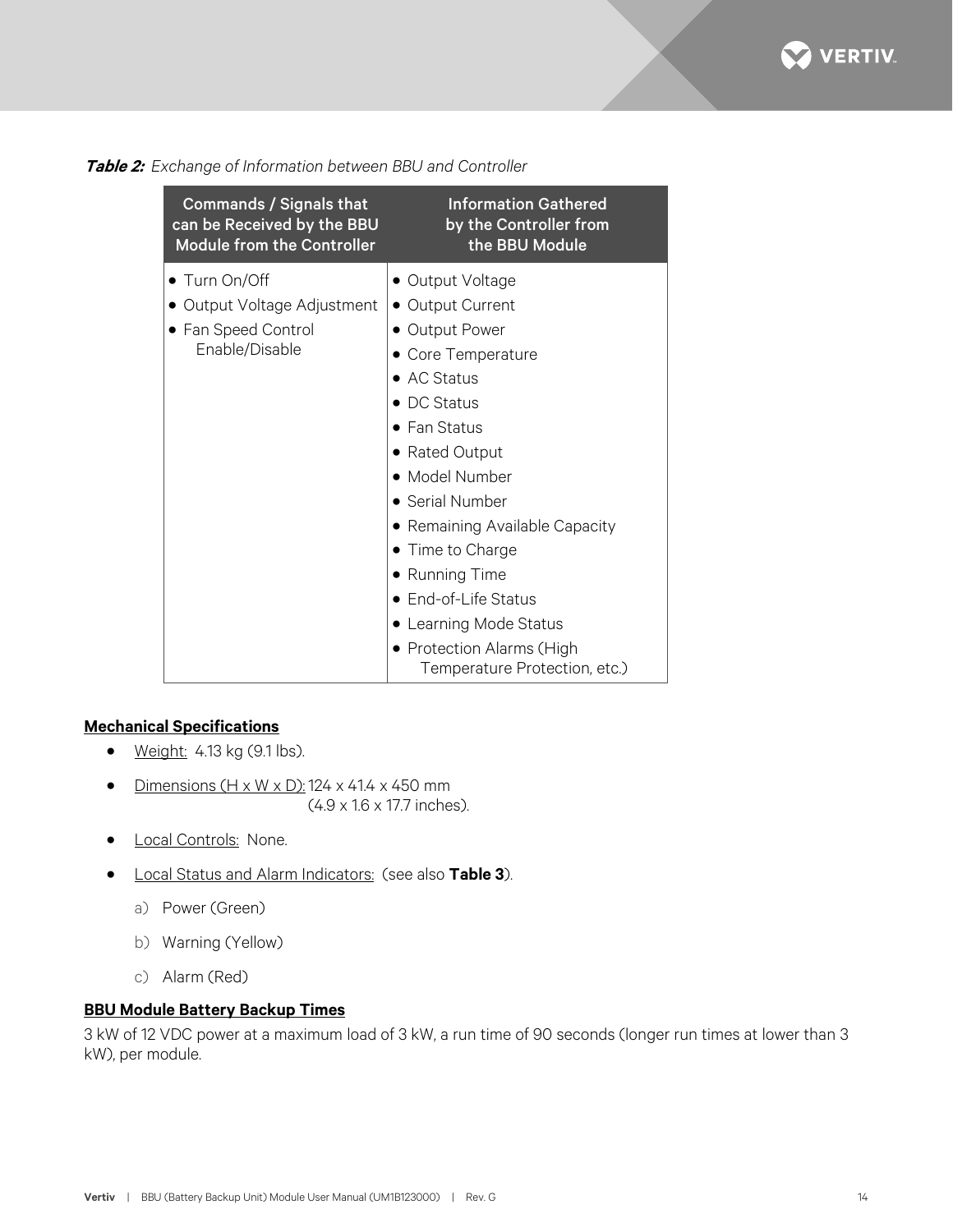**Table 2:** *Exchange of Information between BBU and Controller*

| Commands / Signals that can be Received by the BBU Module from the Controller | Information Gathered by the Controller from the BBU Module |
|---|---|
| • Turn On/Off<br>• Output Voltage Adjustment<br>• Fan Speed Control Enable/Disable | • Output Voltage<br>• Output Current<br>• Output Power<br>• Core Temperature<br>• AC Status<br>• DC Status<br>• Fan Status<br>• Rated Output<br>• Model Number<br>• Serial Number<br>• Remaining Available Capacity<br>• Time to Charge<br>• Running Time<br>• End-of-Life Status<br>• Learning Mode Status<br>• Protection Alarms (High Temperature Protection, etc.) |

## Mechanical Specifications

- Weight: 4.13 kg (9.1 lbs).
- Dimensions (H x W x D): 124 x 41.4 x 450 mm (4.9 x 1.6 x 17.7 inches).
- Local Controls: None.
- Local Status and Alarm Indicators: (see also **Table 3**).
  a) Power (Green)
  b) Warning (Yellow)
  c) Alarm (Red)

## BBU Module Battery Backup Times

3 kW of 12 VDC power at a maximum load of 3 kW, a run time of 90 seconds (longer run times at lower than 3 kW), per module.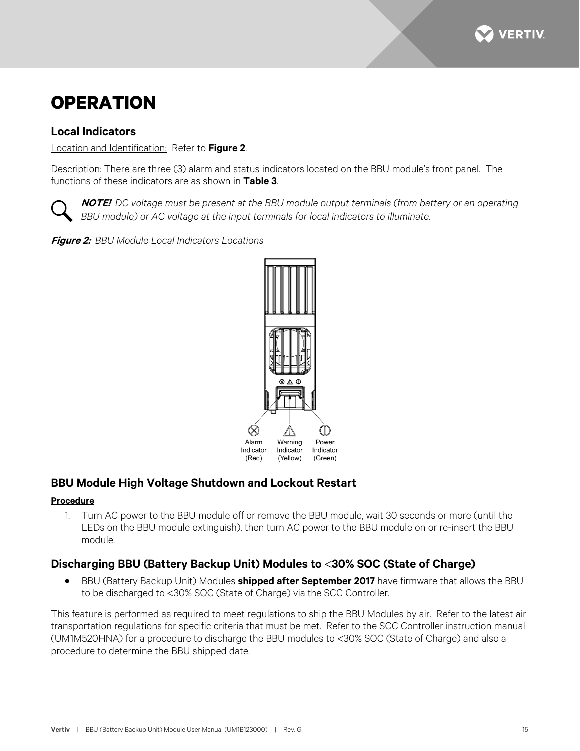# OPERATION

## Local Indicators

Location and Identification: Refer to **Figure 2**.

Description: There are three (3) alarm and status indicators located on the BBU module's front panel. The functions of these indicators are as shown in **Table 3**.

***NOTE!*** *DC voltage must be present at the BBU module output terminals (from battery or an operating BBU module) or AC voltage at the input terminals for local indicators to illuminate.*

***Figure 2:*** *BBU Module Local Indicators Locations*

Alarm Indicator (Red) | Warning Indicator (Yellow) | Power Indicator (Green)

## BBU Module High Voltage Shutdown and Lockout Restart

**Procedure**

1. Turn AC power to the BBU module off or remove the BBU module, wait 30 seconds or more (until the LEDs on the BBU module extinguish), then turn AC power to the BBU module on or re-insert the BBU module.

## Discharging BBU (Battery Backup Unit) Modules to <30% SOC (State of Charge)

- BBU (Battery Backup Unit) Modules **shipped after September 2017** have firmware that allows the BBU to be discharged to <30% SOC (State of Charge) via the SCC Controller.

This feature is performed as required to meet regulations to ship the BBU Modules by air. Refer to the latest air transportation regulations for specific criteria that must be met. Refer to the SCC Controller instruction manual (UM1M520HNA) for a procedure to discharge the BBU modules to <30% SOC (State of Charge) and also a procedure to determine the BBU shipped date.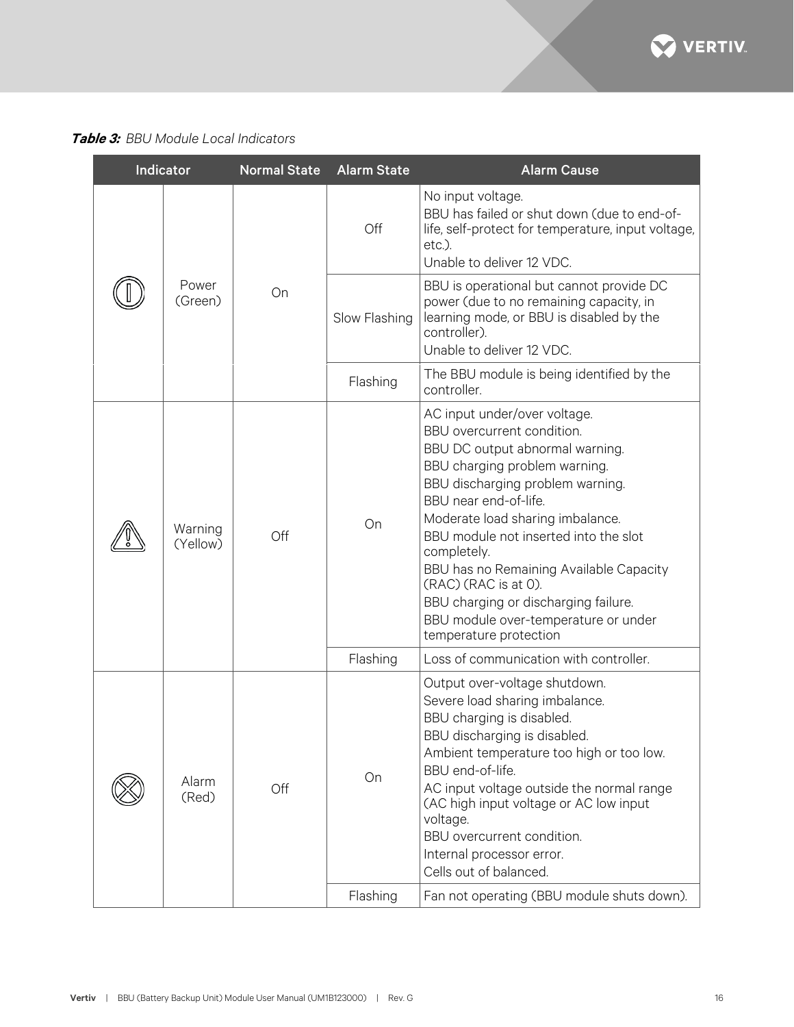***Table 3:*** *BBU Module Local Indicators*

| Indicator | | Normal State | Alarm State | Alarm Cause |
|---|---|---|---|---|
| | Power (Green) | On | Off | No input voltage.<br>BBU has failed or shut down (due to end-of-life, self-protect for temperature, input voltage, etc.).<br>Unable to deliver 12 VDC. |
| | | | Slow Flashing | BBU is operational but cannot provide DC power (due to no remaining capacity, in learning mode, or BBU is disabled by the controller).<br>Unable to deliver 12 VDC. |
| | | | Flashing | The BBU module is being identified by the controller. |
| | Warning (Yellow) | Off | On | AC input under/over voltage.<br>BBU overcurrent condition.<br>BBU DC output abnormal warning.<br>BBU charging problem warning.<br>BBU discharging problem warning.<br>BBU near end-of-life.<br>Moderate load sharing imbalance.<br>BBU module not inserted into the slot completely.<br>BBU has no Remaining Available Capacity (RAC) (RAC is at 0).<br>BBU charging or discharging failure.<br>BBU module over-temperature or under temperature protection |
| | | | Flashing | Loss of communication with controller. |
| | Alarm (Red) | Off | On | Output over-voltage shutdown.<br>Severe load sharing imbalance.<br>BBU charging is disabled.<br>BBU discharging is disabled.<br>Ambient temperature too high or too low.<br>BBU end-of-life.<br>AC input voltage outside the normal range (AC high input voltage or AC low input voltage.<br>BBU overcurrent condition.<br>Internal processor error.<br>Cells out of balanced. |
| | | | Flashing | Fan not operating (BBU module shuts down). |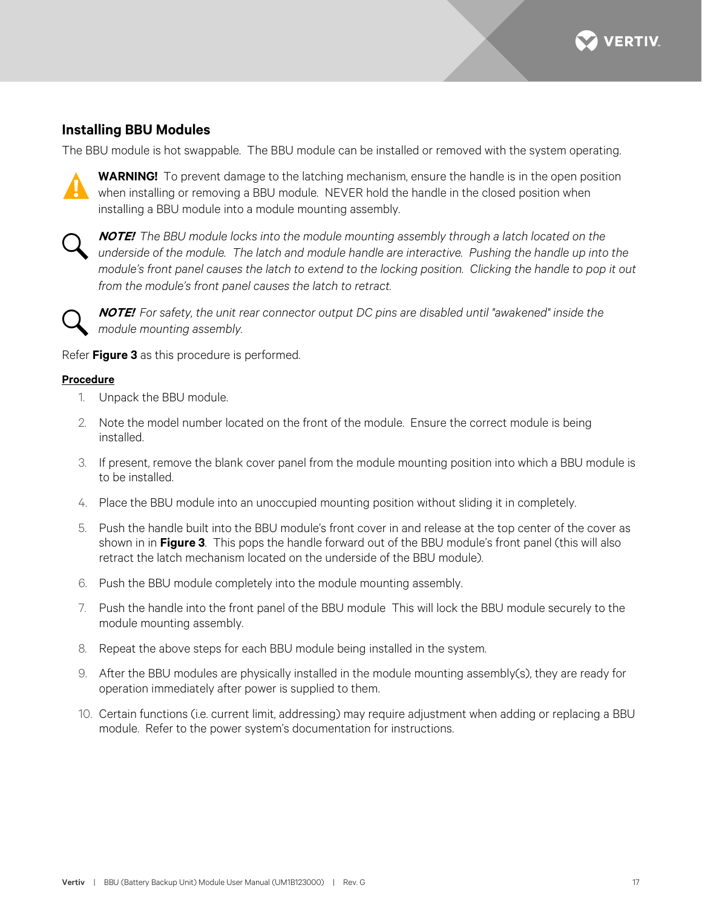## Installing BBU Modules

The BBU module is hot swappable. The BBU module can be installed or removed with the system operating.

**WARNING!** To prevent damage to the latching mechanism, ensure the handle is in the open position when installing or removing a BBU module. NEVER hold the handle in the closed position when installing a BBU module into a module mounting assembly.

***NOTE!*** *The BBU module locks into the module mounting assembly through a latch located on the underside of the module. The latch and module handle are interactive. Pushing the handle up into the module's front panel causes the latch to extend to the locking position. Clicking the handle to pop it out from the module's front panel causes the latch to retract.*

***NOTE!*** *For safety, the unit rear connector output DC pins are disabled until "awakened" inside the module mounting assembly.*

Refer **Figure 3** as this procedure is performed.

**Procedure**

1. Unpack the BBU module.
2. Note the model number located on the front of the module. Ensure the correct module is being installed.
3. If present, remove the blank cover panel from the module mounting position into which a BBU module is to be installed.
4. Place the BBU module into an unoccupied mounting position without sliding it in completely.
5. Push the handle built into the BBU module's front cover in and release at the top center of the cover as shown in in **Figure 3**. This pops the handle forward out of the BBU module's front panel (this will also retract the latch mechanism located on the underside of the BBU module).
6. Push the BBU module completely into the module mounting assembly.
7. Push the handle into the front panel of the BBU module This will lock the BBU module securely to the module mounting assembly.
8. Repeat the above steps for each BBU module being installed in the system.
9. After the BBU modules are physically installed in the module mounting assembly(s), they are ready for operation immediately after power is supplied to them.
10. Certain functions (i.e. current limit, addressing) may require adjustment when adding or replacing a BBU module. Refer to the power system's documentation for instructions.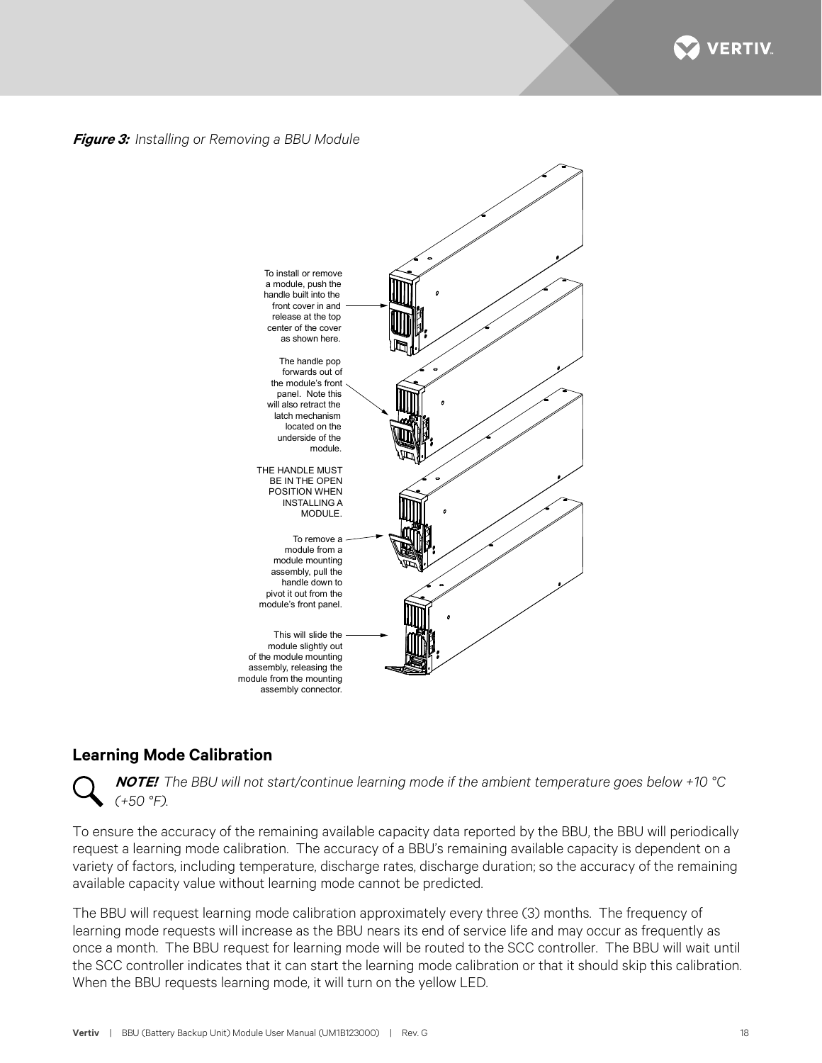***Figure 3:*** *Installing or Removing a BBU Module*

To install or remove a module, push the handle built into the front cover in and release at the top center of the cover as shown here.

The handle pop forwards out of the module's front panel. Note this will also retract the latch mechanism located on the underside of the module.

THE HANDLE MUST BE IN THE OPEN POSITION WHEN INSTALLING A MODULE.

To remove a module from a module mounting assembly, pull the handle down to pivot it out from the module's front panel.

This will slide the module slightly out of the module mounting assembly, releasing the module from the mounting assembly connector.

## Learning Mode Calibration

***NOTE!*** *The BBU will not start/continue learning mode if the ambient temperature goes below +10 °C (+50 °F).*

To ensure the accuracy of the remaining available capacity data reported by the BBU, the BBU will periodically request a learning mode calibration. The accuracy of a BBU's remaining available capacity is dependent on a variety of factors, including temperature, discharge rates, discharge duration; so the accuracy of the remaining available capacity value without learning mode cannot be predicted.

The BBU will request learning mode calibration approximately every three (3) months. The frequency of learning mode requests will increase as the BBU nears its end of service life and may occur as frequently as once a month. The BBU request for learning mode will be routed to the SCC controller. The BBU will wait until the SCC controller indicates that it can start the learning mode calibration or that it should skip this calibration. When the BBU requests learning mode, it will turn on the yellow LED.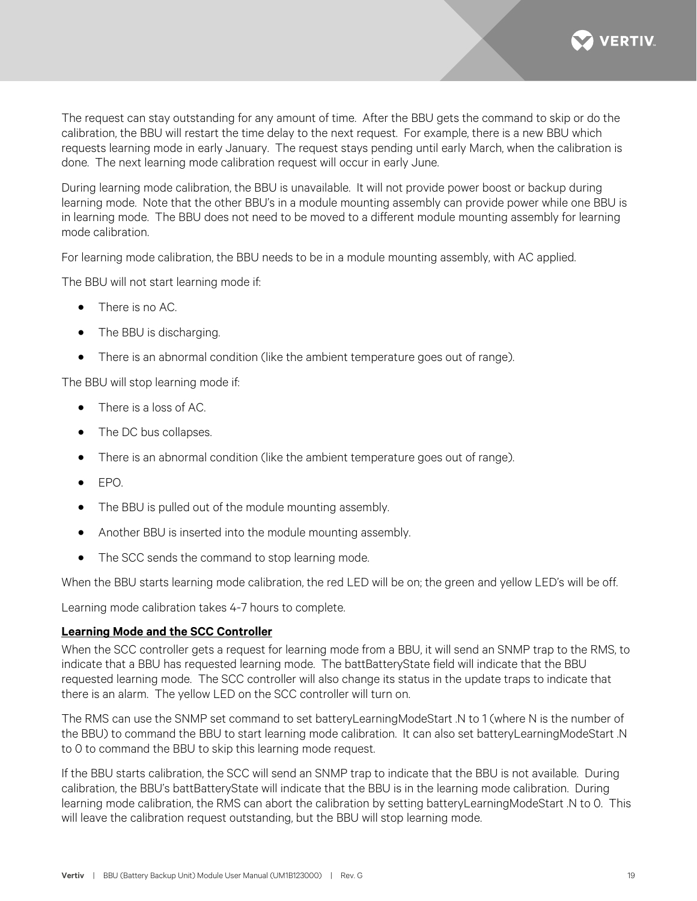The request can stay outstanding for any amount of time. After the BBU gets the command to skip or do the calibration, the BBU will restart the time delay to the next request. For example, there is a new BBU which requests learning mode in early January. The request stays pending until early March, when the calibration is done. The next learning mode calibration request will occur in early June.

During learning mode calibration, the BBU is unavailable. It will not provide power boost or backup during learning mode. Note that the other BBU's in a module mounting assembly can provide power while one BBU is in learning mode. The BBU does not need to be moved to a different module mounting assembly for learning mode calibration.

For learning mode calibration, the BBU needs to be in a module mounting assembly, with AC applied.

The BBU will not start learning mode if:

- There is no AC.
- The BBU is discharging.
- There is an abnormal condition (like the ambient temperature goes out of range).

The BBU will stop learning mode if:

- There is a loss of AC.
- The DC bus collapses.
- There is an abnormal condition (like the ambient temperature goes out of range).
- EPO.
- The BBU is pulled out of the module mounting assembly.
- Another BBU is inserted into the module mounting assembly.
- The SCC sends the command to stop learning mode.

When the BBU starts learning mode calibration, the red LED will be on; the green and yellow LED's will be off.

Learning mode calibration takes 4-7 hours to complete.

**Learning Mode and the SCC Controller**

When the SCC controller gets a request for learning mode from a BBU, it will send an SNMP trap to the RMS, to indicate that a BBU has requested learning mode. The battBatteryState field will indicate that the BBU requested learning mode. The SCC controller will also change its status in the update traps to indicate that there is an alarm. The yellow LED on the SCC controller will turn on.

The RMS can use the SNMP set command to set batteryLearningModeStart .N to 1 (where N is the number of the BBU) to command the BBU to start learning mode calibration. It can also set batteryLearningModeStart .N to 0 to command the BBU to skip this learning mode request.

If the BBU starts calibration, the SCC will send an SNMP trap to indicate that the BBU is not available. During calibration, the BBU's battBatteryState will indicate that the BBU is in the learning mode calibration. During learning mode calibration, the RMS can abort the calibration by setting batteryLearningModeStart .N to 0. This will leave the calibration request outstanding, but the BBU will stop learning mode.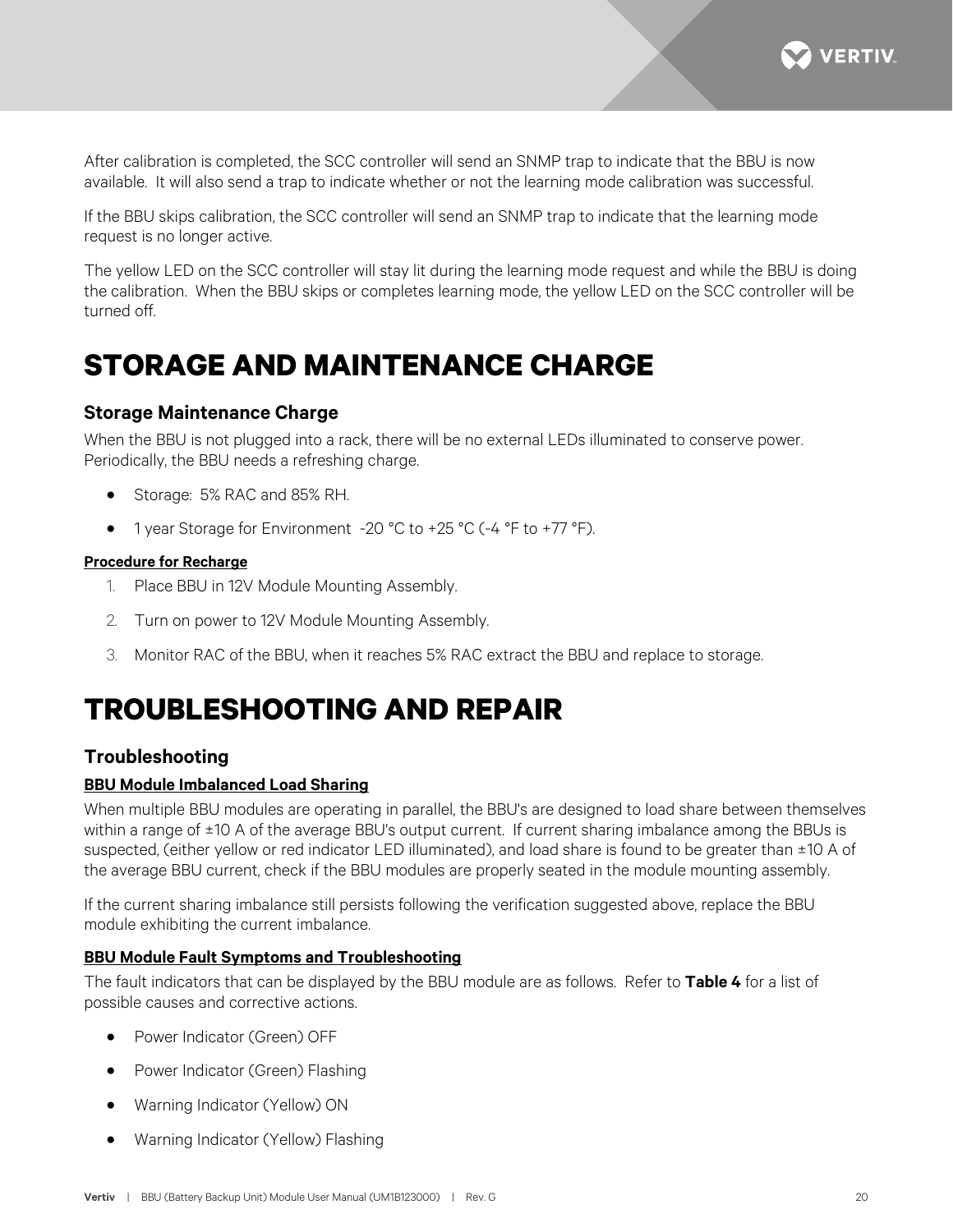After calibration is completed, the SCC controller will send an SNMP trap to indicate that the BBU is now available. It will also send a trap to indicate whether or not the learning mode calibration was successful.

If the BBU skips calibration, the SCC controller will send an SNMP trap to indicate that the learning mode request is no longer active.

The yellow LED on the SCC controller will stay lit during the learning mode request and while the BBU is doing the calibration. When the BBU skips or completes learning mode, the yellow LED on the SCC controller will be turned off.

# STORAGE AND MAINTENANCE CHARGE

## Storage Maintenance Charge

When the BBU is not plugged into a rack, there will be no external LEDs illuminated to conserve power. Periodically, the BBU needs a refreshing charge.

- Storage: 5% RAC and 85% RH.
- 1 year Storage for Environment -20 °C to +25 °C (-4 °F to +77 °F).

**Procedure for Recharge**

1. Place BBU in 12V Module Mounting Assembly.
2. Turn on power to 12V Module Mounting Assembly.
3. Monitor RAC of the BBU, when it reaches 5% RAC extract the BBU and replace to storage.

# TROUBLESHOOTING AND REPAIR

## Troubleshooting

**BBU Module Imbalanced Load Sharing**

When multiple BBU modules are operating in parallel, the BBU's are designed to load share between themselves within a range of ±10 A of the average BBU's output current. If current sharing imbalance among the BBUs is suspected, (either yellow or red indicator LED illuminated), and load share is found to be greater than ±10 A of the average BBU current, check if the BBU modules are properly seated in the module mounting assembly.

If the current sharing imbalance still persists following the verification suggested above, replace the BBU module exhibiting the current imbalance.

**BBU Module Fault Symptoms and Troubleshooting**

The fault indicators that can be displayed by the BBU module are as follows. Refer to **Table 4** for a list of possible causes and corrective actions.

- Power Indicator (Green) OFF
- Power Indicator (Green) Flashing
- Warning Indicator (Yellow) ON
- Warning Indicator (Yellow) Flashing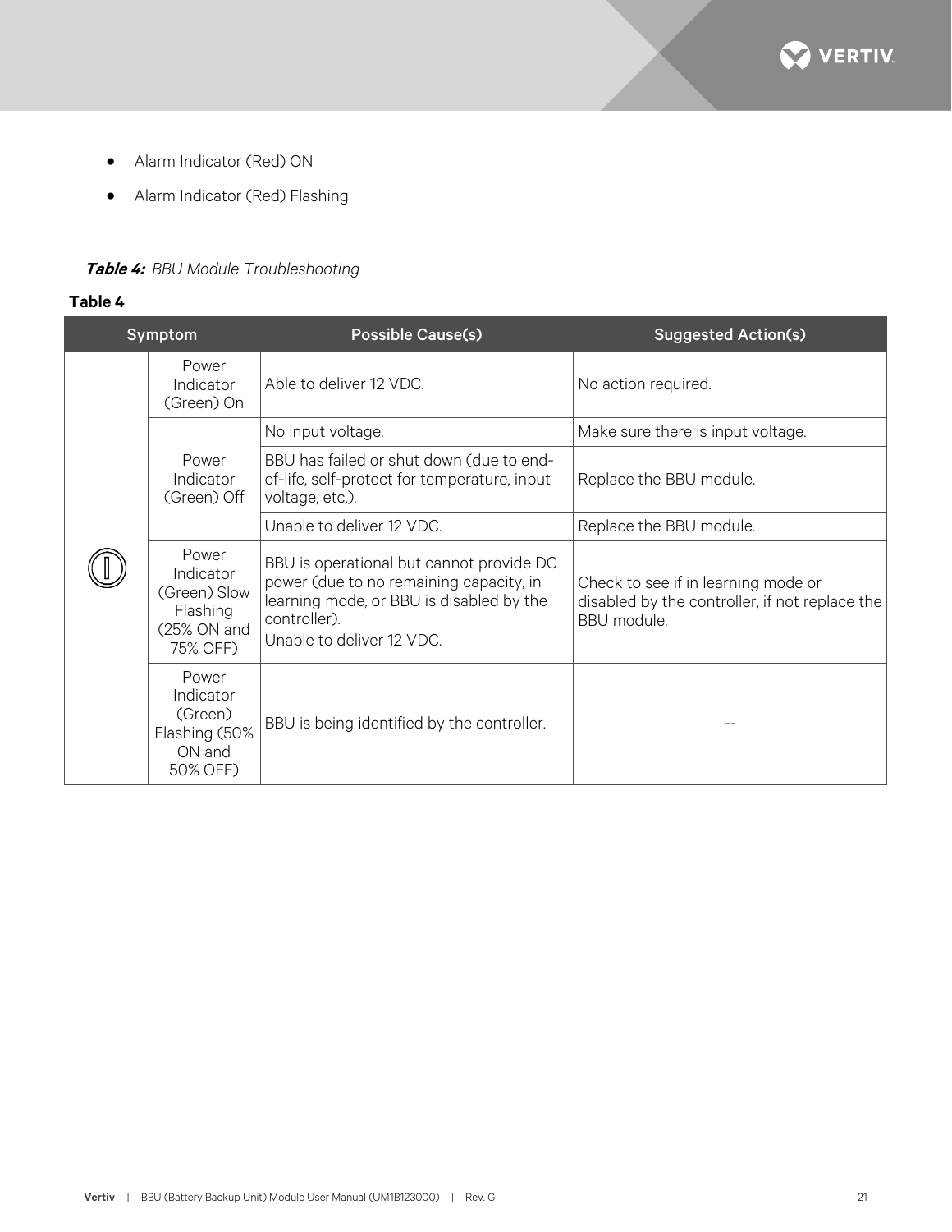- Alarm Indicator (Red) ON
- Alarm Indicator (Red) Flashing

***Table 4:*** *BBU Module Troubleshooting*

**Table 4**

| Symptom | | Possible Cause(s) | Suggested Action(s) |
|---|---|---|---|
| ⏻ | Power Indicator (Green) On | Able to deliver 12 VDC. | No action required. |
| | Power Indicator (Green) Off | No input voltage. | Make sure there is input voltage. |
| | | BBU has failed or shut down (due to end-of-life, self-protect for temperature, input voltage, etc.). | Replace the BBU module. |
| | | Unable to deliver 12 VDC. | Replace the BBU module. |
| | Power Indicator (Green) Slow Flashing (25% ON and 75% OFF) | BBU is operational but cannot provide DC power (due to no remaining capacity, in learning mode, or BBU is disabled by the controller).<br>Unable to deliver 12 VDC. | Check to see if in learning mode or disabled by the controller, if not replace the BBU module. |
| | Power Indicator (Green) Flashing (50% ON and 50% OFF) | BBU is being identified by the controller. | -- |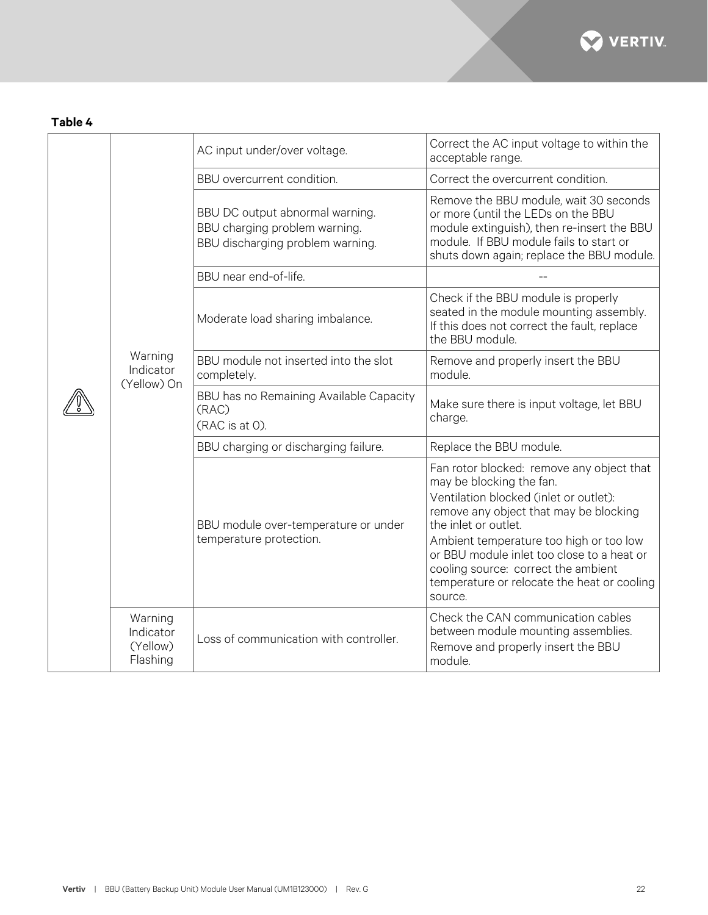**Table 4**

| | | | |
|---|---|---|---|
| ⚠ | Warning Indicator (Yellow) On | AC input under/over voltage. | Correct the AC input voltage to within the acceptable range. |
| | | BBU overcurrent condition. | Correct the overcurrent condition. |
| | | BBU DC output abnormal warning.<br>BBU charging problem warning.<br>BBU discharging problem warning. | Remove the BBU module, wait 30 seconds or more (until the LEDs on the BBU module extinguish), then re-insert the BBU module. If BBU module fails to start or shuts down again; replace the BBU module. |
| | | BBU near end-of-life. | -- |
| | | Moderate load sharing imbalance. | Check if the BBU module is properly seated in the module mounting assembly. If this does not correct the fault, replace the BBU module. |
| | | BBU module not inserted into the slot completely. | Remove and properly insert the BBU module. |
| | | BBU has no Remaining Available Capacity (RAC)<br>(RAC is at 0). | Make sure there is input voltage, let BBU charge. |
| | | BBU charging or discharging failure. | Replace the BBU module. |
| | | BBU module over-temperature or under temperature protection. | Fan rotor blocked: remove any object that may be blocking the fan.<br>Ventilation blocked (inlet or outlet): remove any object that may be blocking the inlet or outlet.<br>Ambient temperature too high or too low or BBU module inlet too close to a heat or cooling source: correct the ambient temperature or relocate the heat or cooling source. |
| | Warning Indicator (Yellow) Flashing | Loss of communication with controller. | Check the CAN communication cables between module mounting assemblies.<br>Remove and properly insert the BBU module. |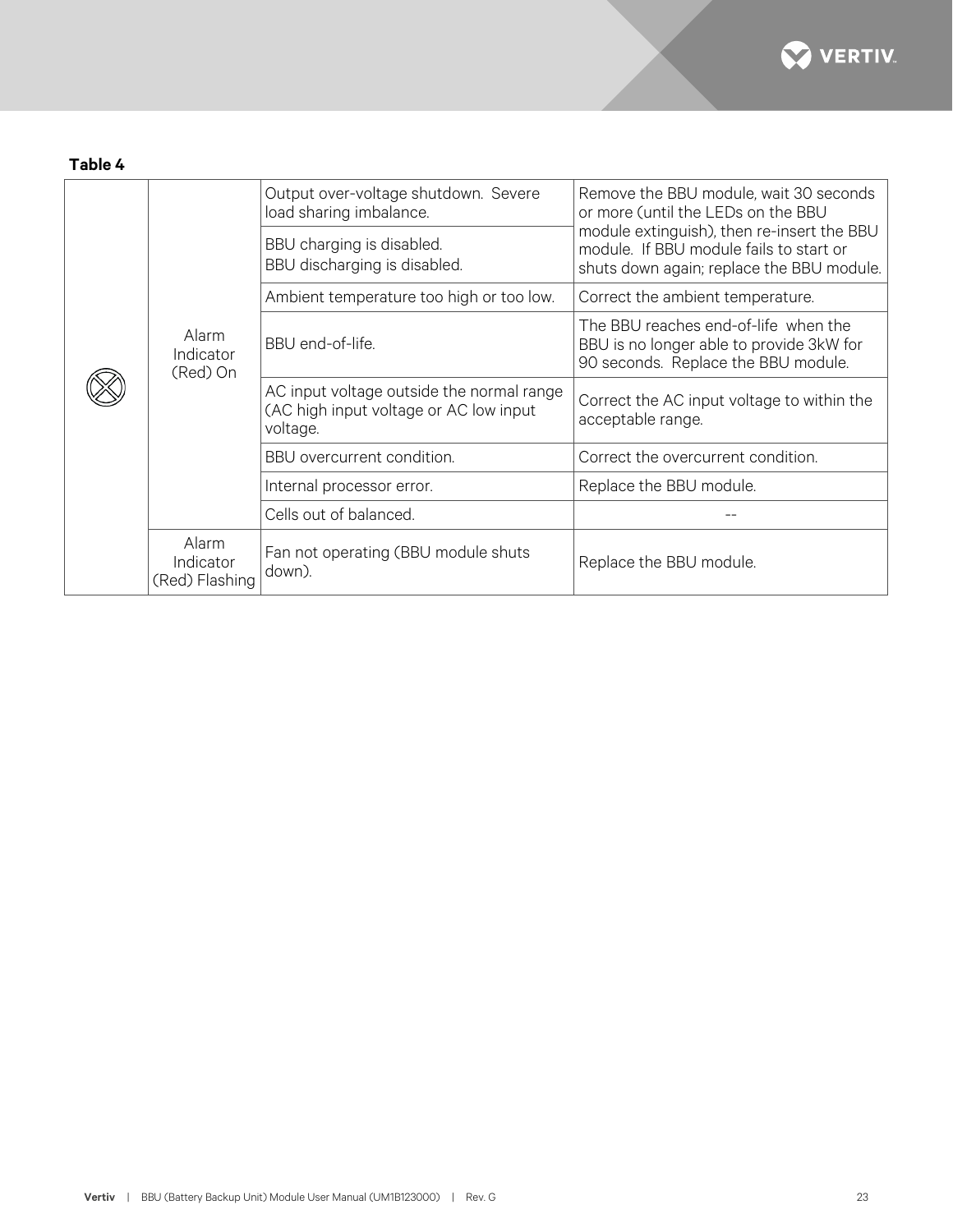**Table 4**

| | | | |
|---|---|---|---|
| ⨂ | Alarm Indicator (Red) On | Output over-voltage shutdown. Severe load sharing imbalance. | Remove the BBU module, wait 30 seconds or more (until the LEDs on the BBU module extinguish), then re-insert the BBU module. If BBU module fails to start or shuts down again; replace the BBU module. |
| | | BBU charging is disabled. BBU discharging is disabled. | |
| | | Ambient temperature too high or too low. | Correct the ambient temperature. |
| | | BBU end-of-life. | The BBU reaches end-of-life when the BBU is no longer able to provide 3kW for 90 seconds. Replace the BBU module. |
| | | AC input voltage outside the normal range (AC high input voltage or AC low input voltage. | Correct the AC input voltage to within the acceptable range. |
| | | BBU overcurrent condition. | Correct the overcurrent condition. |
| | | Internal processor error. | Replace the BBU module. |
| | | Cells out of balanced. | -- |
| | Alarm Indicator (Red) Flashing | Fan not operating (BBU module shuts down). | Replace the BBU module. |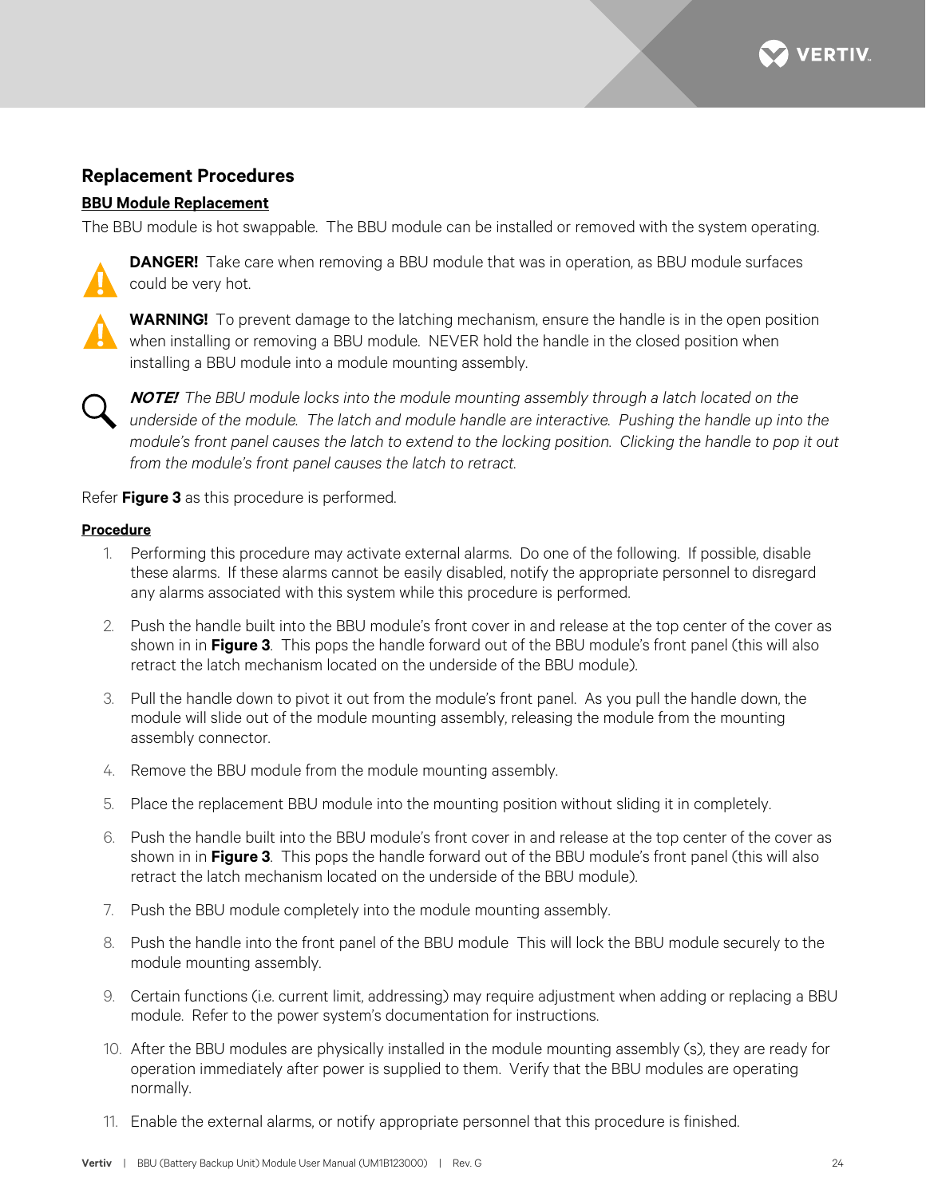## Replacement Procedures

### BBU Module Replacement

The BBU module is hot swappable. The BBU module can be installed or removed with the system operating.

**DANGER!** Take care when removing a BBU module that was in operation, as BBU module surfaces could be very hot.

**WARNING!** To prevent damage to the latching mechanism, ensure the handle is in the open position when installing or removing a BBU module. NEVER hold the handle in the closed position when installing a BBU module into a module mounting assembly.

***NOTE!*** *The BBU module locks into the module mounting assembly through a latch located on the underside of the module. The latch and module handle are interactive. Pushing the handle up into the module's front panel causes the latch to extend to the locking position. Clicking the handle to pop it out from the module's front panel causes the latch to retract.*

Refer **Figure 3** as this procedure is performed.

#### Procedure

1. Performing this procedure may activate external alarms. Do one of the following. If possible, disable these alarms. If these alarms cannot be easily disabled, notify the appropriate personnel to disregard any alarms associated with this system while this procedure is performed.
2. Push the handle built into the BBU module's front cover in and release at the top center of the cover as shown in in **Figure 3**. This pops the handle forward out of the BBU module's front panel (this will also retract the latch mechanism located on the underside of the BBU module).
3. Pull the handle down to pivot it out from the module's front panel. As you pull the handle down, the module will slide out of the module mounting assembly, releasing the module from the mounting assembly connector.
4. Remove the BBU module from the module mounting assembly.
5. Place the replacement BBU module into the mounting position without sliding it in completely.
6. Push the handle built into the BBU module's front cover in and release at the top center of the cover as shown in in **Figure 3**. This pops the handle forward out of the BBU module's front panel (this will also retract the latch mechanism located on the underside of the BBU module).
7. Push the BBU module completely into the module mounting assembly.
8. Push the handle into the front panel of the BBU module This will lock the BBU module securely to the module mounting assembly.
9. Certain functions (i.e. current limit, addressing) may require adjustment when adding or replacing a BBU module. Refer to the power system's documentation for instructions.
10. After the BBU modules are physically installed in the module mounting assembly (s), they are ready for operation immediately after power is supplied to them. Verify that the BBU modules are operating normally.
11. Enable the external alarms, or notify appropriate personnel that this procedure is finished.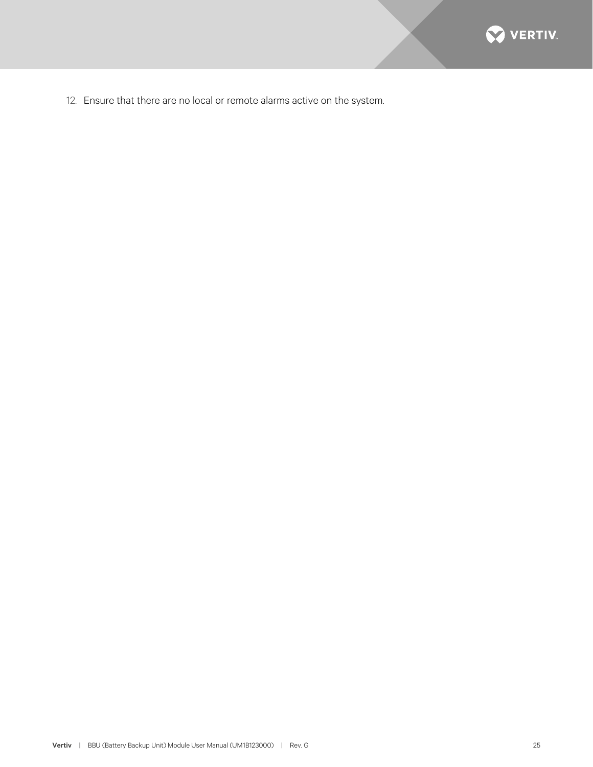12. Ensure that there are no local or remote alarms active on the system.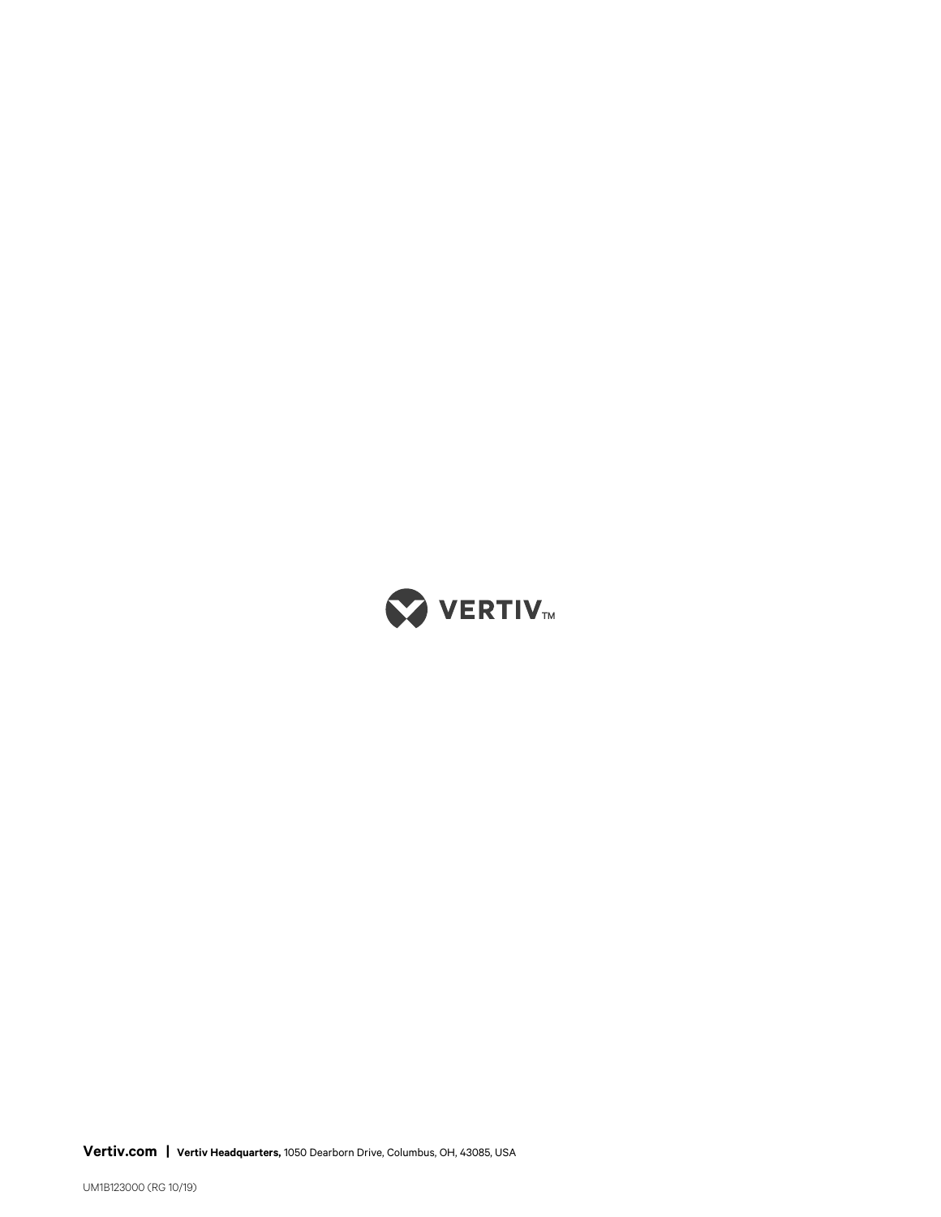VERTIV™

**Vertiv.com** | **Vertiv Headquarters,** 1050 Dearborn Drive, Columbus, OH, 43085, USA

UM1B123000 (RG 10/19)